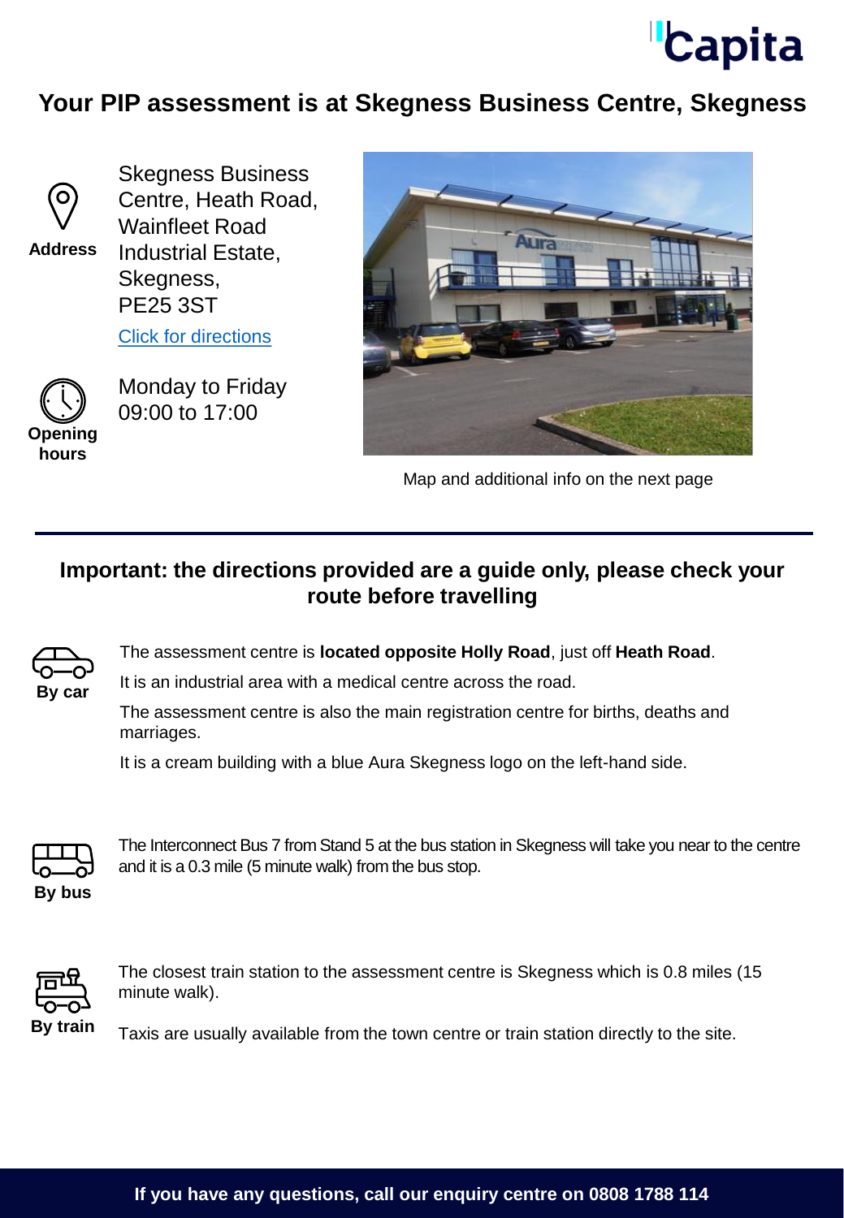# Your PIP assessment is at Skegness Business Centre, Skegness

**Address**

Skegness Business Centre, Heath Road, Wainfleet Road Industrial Estate, Skegness, PE25 3ST

Click for directions

**Opening hours**

Monday to Friday 09:00 to 17:00

Map and additional info on the next page

## Important: the directions provided are a guide only, please check your route before travelling

**By car**

The assessment centre is **located opposite Holly Road**, just off **Heath Road**.

It is an industrial area with a medical centre across the road.

The assessment centre is also the main registration centre for births, deaths and marriages.

It is a cream building with a blue Aura Skegness logo on the left-hand side.

**By bus**

The Interconnect Bus 7 from Stand 5 at the bus station in Skegness will take you near to the centre and it is a 0.3 mile (5 minute walk) from the bus stop.

**By train**

The closest train station to the assessment centre is Skegness which is 0.8 miles (15 minute walk).

Taxis are usually available from the town centre or train station directly to the site.

**If you have any questions, call our enquiry centre on 0808 1788 114**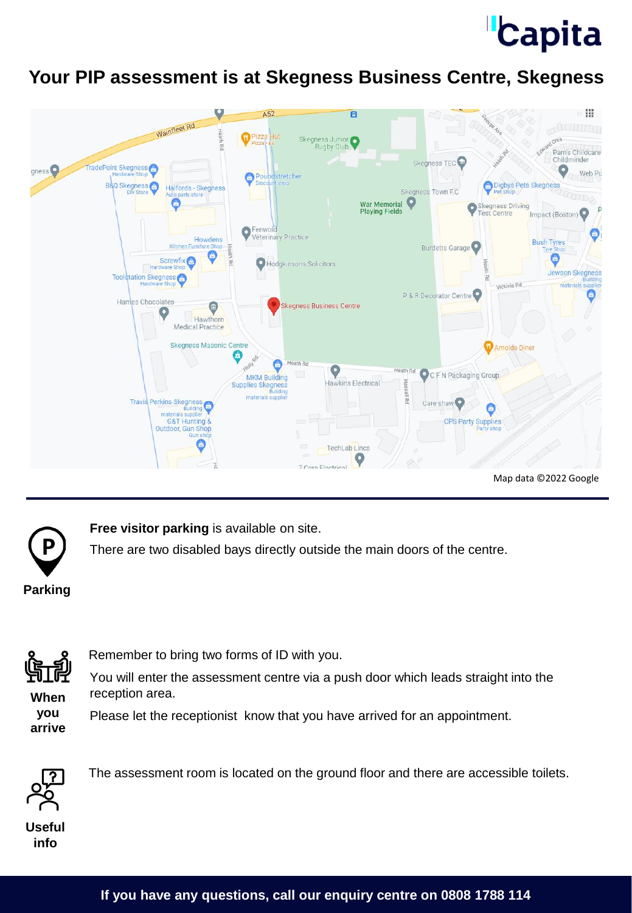# Your PIP assessment is at Skegness Business Centre, Skegness

Map data ©2022 Google

**Parking**

**Free visitor parking** is available on site.

There are two disabled bays directly outside the main doors of the centre.

**When you arrive**

Remember to bring two forms of ID with you.

You will enter the assessment centre via a push door which leads straight into the reception area.

Please let the receptionist know that you have arrived for an appointment.

**Useful info**

The assessment room is located on the ground floor and there are accessible toilets.

**If you have any questions, call our enquiry centre on 0808 1788 114**